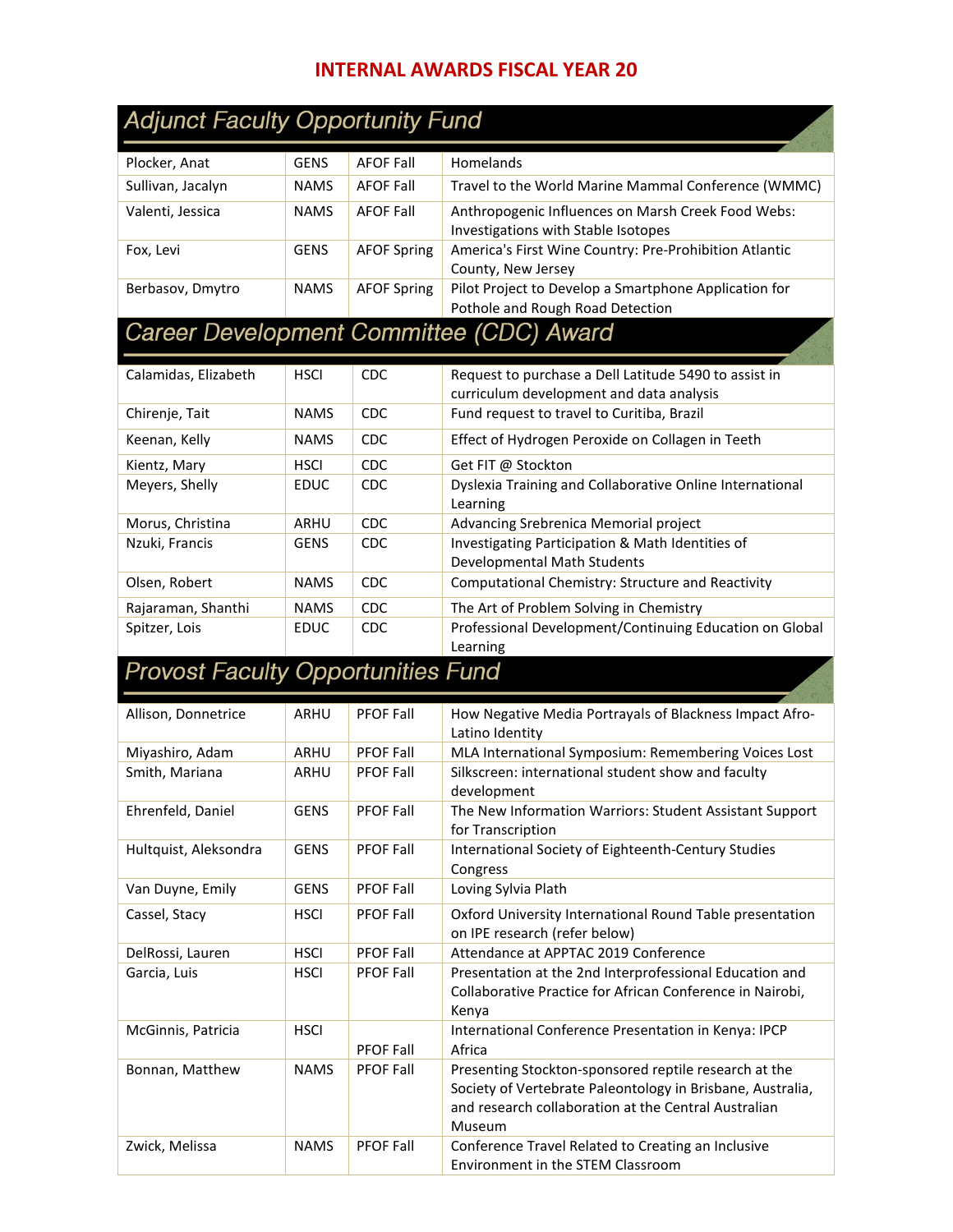# INTERNAL AWARDS FISCAL YEAR 20

## Adjunct Faculty Opportunity Fund

| | | | |
|---|---|---|---|
| Plocker, Anat | GENS | AFOF Fall | Homelands |
| Sullivan, Jacalyn | NAMS | AFOF Fall | Travel to the World Marine Mammal Conference (WMMC) |
| Valenti, Jessica | NAMS | AFOF Fall | Anthropogenic Influences on Marsh Creek Food Webs: Investigations with Stable Isotopes |
| Fox, Levi | GENS | AFOF Spring | America's First Wine Country: Pre-Prohibition Atlantic County, New Jersey |
| Berbasov, Dmytro | NAMS | AFOF Spring | Pilot Project to Develop a Smartphone Application for Pothole and Rough Road Detection |

## Career Development Committee (CDC) Award

| | | | |
|---|---|---|---|
| Calamidas, Elizabeth | HSCI | CDC | Request to purchase a Dell Latitude 5490 to assist in curriculum development and data analysis |
| Chirenje, Tait | NAMS | CDC | Fund request to travel to Curitiba, Brazil |
| Keenan, Kelly | NAMS | CDC | Effect of Hydrogen Peroxide on Collagen in Teeth |
| Kientz, Mary | HSCI | CDC | Get FIT @ Stockton |
| Meyers, Shelly | EDUC | CDC | Dyslexia Training and Collaborative Online International Learning |
| Morus, Christina | ARHU | CDC | Advancing Srebrenica Memorial project |
| Nzuki, Francis | GENS | CDC | Investigating Participation & Math Identities of Developmental Math Students |
| Olsen, Robert | NAMS | CDC | Computational Chemistry: Structure and Reactivity |
| Rajaraman, Shanthi | NAMS | CDC | The Art of Problem Solving in Chemistry |
| Spitzer, Lois | EDUC | CDC | Professional Development/Continuing Education on Global Learning |

## Provost Faculty Opportunities Fund

| | | | |
|---|---|---|---|
| Allison, Donnetrice | ARHU | PFOF Fall | How Negative Media Portrayals of Blackness Impact Afro-Latino Identity |
| Miyashiro, Adam | ARHU | PFOF Fall | MLA International Symposium: Remembering Voices Lost |
| Smith, Mariana | ARHU | PFOF Fall | Silkscreen: international student show and faculty development |
| Ehrenfeld, Daniel | GENS | PFOF Fall | The New Information Warriors: Student Assistant Support for Transcription |
| Hultquist, Aleksondra | GENS | PFOF Fall | International Society of Eighteenth-Century Studies Congress |
| Van Duyne, Emily | GENS | PFOF Fall | Loving Sylvia Plath |
| Cassel, Stacy | HSCI | PFOF Fall | Oxford University International Round Table presentation on IPE research (refer below) |
| DelRossi, Lauren | HSCI | PFOF Fall | Attendance at APPTAC 2019 Conference |
| Garcia, Luis | HSCI | PFOF Fall | Presentation at the 2nd Interprofessional Education and Collaborative Practice for African Conference in Nairobi, Kenya |
| McGinnis, Patricia | HSCI | PFOF Fall | International Conference Presentation in Kenya: IPCP Africa |
| Bonnan, Matthew | NAMS | PFOF Fall | Presenting Stockton-sponsored reptile research at the Society of Vertebrate Paleontology in Brisbane, Australia, and research collaboration at the Central Australian Museum |
| Zwick, Melissa | NAMS | PFOF Fall | Conference Travel Related to Creating an Inclusive Environment in the STEM Classroom |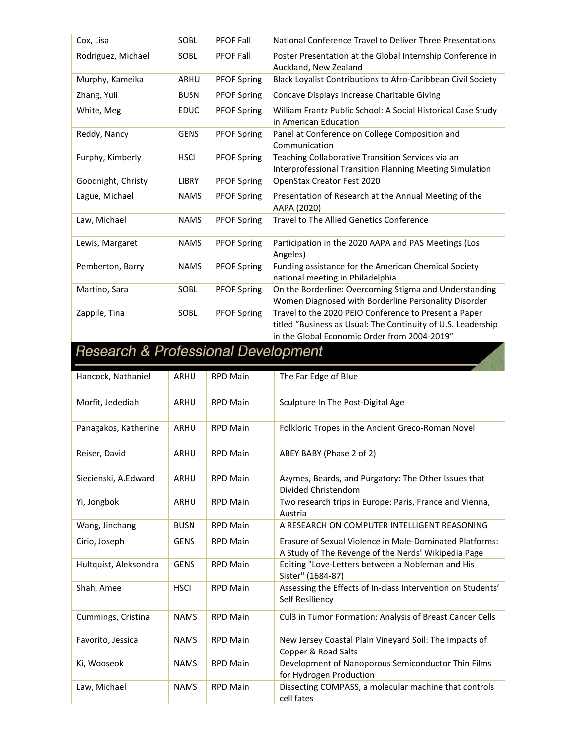| | | | |
|---|---|---|---|
| Cox, Lisa | SOBL | PFOF Fall | National Conference Travel to Deliver Three Presentations |
| Rodriguez, Michael | SOBL | PFOF Fall | Poster Presentation at the Global Internship Conference in Auckland, New Zealand |
| Murphy, Kameika | ARHU | PFOF Spring | Black Loyalist Contributions to Afro-Caribbean Civil Society |
| Zhang, Yuli | BUSN | PFOF Spring | Concave Displays Increase Charitable Giving |
| White, Meg | EDUC | PFOF Spring | William Frantz Public School: A Social Historical Case Study in American Education |
| Reddy, Nancy | GENS | PFOF Spring | Panel at Conference on College Composition and Communication |
| Furphy, Kimberly | HSCI | PFOF Spring | Teaching Collaborative Transition Services via an Interprofessional Transition Planning Meeting Simulation |
| Goodnight, Christy | LIBRY | PFOF Spring | OpenStax Creator Fest 2020 |
| Lague, Michael | NAMS | PFOF Spring | Presentation of Research at the Annual Meeting of the AAPA (2020) |
| Law, Michael | NAMS | PFOF Spring | Travel to The Allied Genetics Conference |
| Lewis, Margaret | NAMS | PFOF Spring | Participation in the 2020 AAPA and PAS Meetings (Los Angeles) |
| Pemberton, Barry | NAMS | PFOF Spring | Funding assistance for the American Chemical Society national meeting in Philadelphia |
| Martino, Sara | SOBL | PFOF Spring | On the Borderline: Overcoming Stigma and Understanding Women Diagnosed with Borderline Personality Disorder |
| Zappile, Tina | SOBL | PFOF Spring | Travel to the 2020 PEIO Conference to Present a Paper titled "Business as Usual: The Continuity of U.S. Leadership in the Global Economic Order from 2004-2019" |

## Research & Professional Development

| | | | |
|---|---|---|---|
| Hancock, Nathaniel | ARHU | RPD Main | The Far Edge of Blue |
| Morfit, Jedediah | ARHU | RPD Main | Sculpture In The Post-Digital Age |
| Panagakos, Katherine | ARHU | RPD Main | Folkloric Tropes in the Ancient Greco-Roman Novel |
| Reiser, David | ARHU | RPD Main | ABEY BABY (Phase 2 of 2) |
| Siecienski, A.Edward | ARHU | RPD Main | Azymes, Beards, and Purgatory: The Other Issues that Divided Christendom |
| Yi, Jongbok | ARHU | RPD Main | Two research trips in Europe: Paris, France and Vienna, Austria |
| Wang, Jinchang | BUSN | RPD Main | A RESEARCH ON COMPUTER INTELLIGENT REASONING |
| Cirio, Joseph | GENS | RPD Main | Erasure of Sexual Violence in Male-Dominated Platforms: A Study of The Revenge of the Nerds' Wikipedia Page |
| Hultquist, Aleksondra | GENS | RPD Main | Editing "Love-Letters between a Nobleman and His Sister" (1684-87) |
| Shah, Amee | HSCI | RPD Main | Assessing the Effects of In-class Intervention on Students' Self Resiliency |
| Cummings, Cristina | NAMS | RPD Main | Cul3 in Tumor Formation: Analysis of Breast Cancer Cells |
| Favorito, Jessica | NAMS | RPD Main | New Jersey Coastal Plain Vineyard Soil: The Impacts of Copper & Road Salts |
| Ki, Wooseok | NAMS | RPD Main | Development of Nanoporous Semiconductor Thin Films for Hydrogen Production |
| Law, Michael | NAMS | RPD Main | Dissecting COMPASS, a molecular machine that controls cell fates |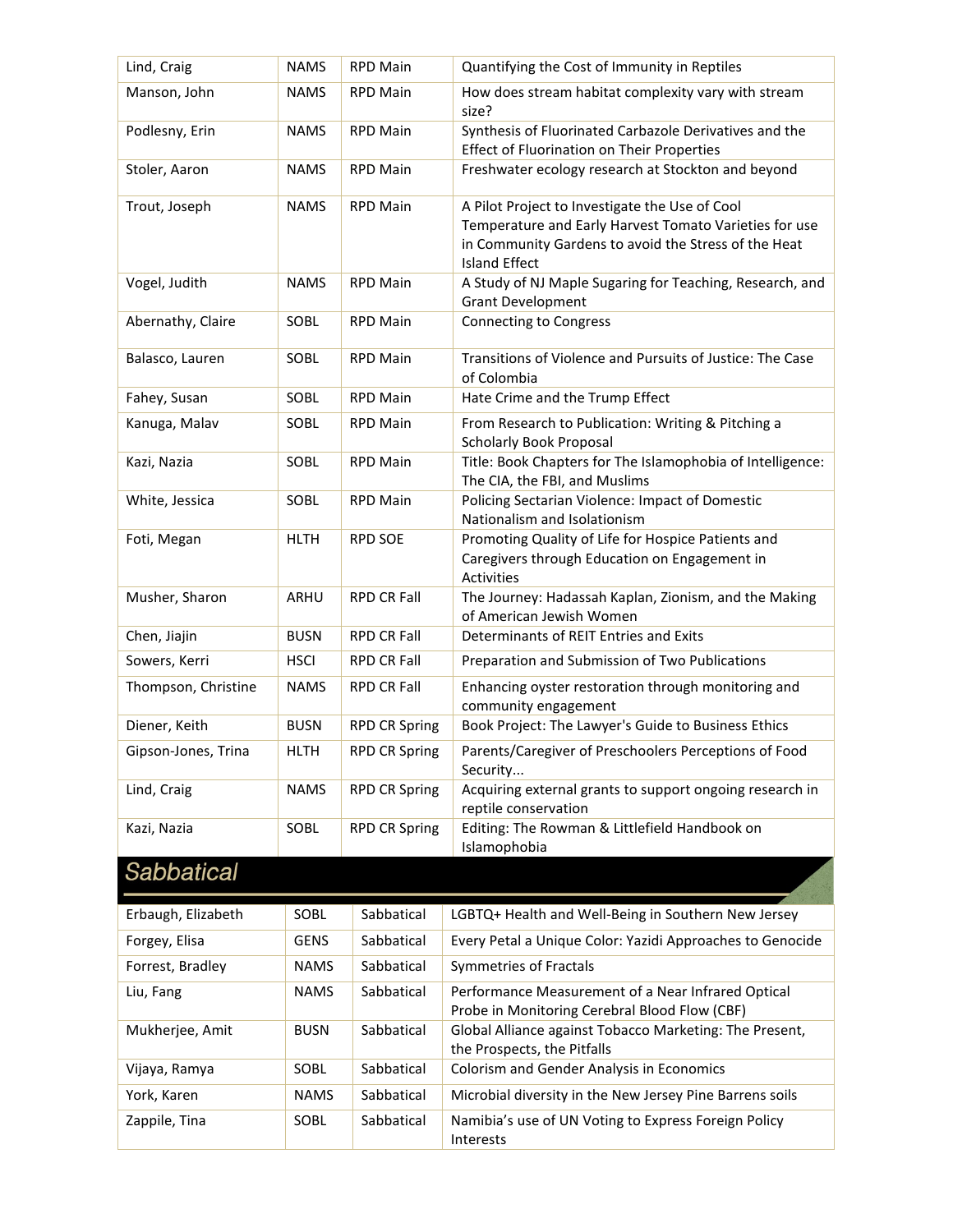| | | | |
|---|---|---|---|
| Lind, Craig | NAMS | RPD Main | Quantifying the Cost of Immunity in Reptiles |
| Manson, John | NAMS | RPD Main | How does stream habitat complexity vary with stream size? |
| Podlesny, Erin | NAMS | RPD Main | Synthesis of Fluorinated Carbazole Derivatives and the Effect of Fluorination on Their Properties |
| Stoler, Aaron | NAMS | RPD Main | Freshwater ecology research at Stockton and beyond |
| Trout, Joseph | NAMS | RPD Main | A Pilot Project to Investigate the Use of Cool Temperature and Early Harvest Tomato Varieties for use in Community Gardens to avoid the Stress of the Heat Island Effect |
| Vogel, Judith | NAMS | RPD Main | A Study of NJ Maple Sugaring for Teaching, Research, and Grant Development |
| Abernathy, Claire | SOBL | RPD Main | Connecting to Congress |
| Balasco, Lauren | SOBL | RPD Main | Transitions of Violence and Pursuits of Justice: The Case of Colombia |
| Fahey, Susan | SOBL | RPD Main | Hate Crime and the Trump Effect |
| Kanuga, Malav | SOBL | RPD Main | From Research to Publication: Writing & Pitching a Scholarly Book Proposal |
| Kazi, Nazia | SOBL | RPD Main | Title: Book Chapters for The Islamophobia of Intelligence: The CIA, the FBI, and Muslims |
| White, Jessica | SOBL | RPD Main | Policing Sectarian Violence: Impact of Domestic Nationalism and Isolationism |
| Foti, Megan | HLTH | RPD SOE | Promoting Quality of Life for Hospice Patients and Caregivers through Education on Engagement in Activities |
| Musher, Sharon | ARHU | RPD CR Fall | The Journey: Hadassah Kaplan, Zionism, and the Making of American Jewish Women |
| Chen, Jiajin | BUSN | RPD CR Fall | Determinants of REIT Entries and Exits |
| Sowers, Kerri | HSCI | RPD CR Fall | Preparation and Submission of Two Publications |
| Thompson, Christine | NAMS | RPD CR Fall | Enhancing oyster restoration through monitoring and community engagement |
| Diener, Keith | BUSN | RPD CR Spring | Book Project: The Lawyer's Guide to Business Ethics |
| Gipson-Jones, Trina | HLTH | RPD CR Spring | Parents/Caregiver of Preschoolers Perceptions of Food Security... |
| Lind, Craig | NAMS | RPD CR Spring | Acquiring external grants to support ongoing research in reptile conservation |
| Kazi, Nazia | SOBL | RPD CR Spring | Editing: The Rowman & Littlefield Handbook on Islamophobia |

## Sabbatical

| | | | |
|---|---|---|---|
| Erbaugh, Elizabeth | SOBL | Sabbatical | LGBTQ+ Health and Well-Being in Southern New Jersey |
| Forgey, Elisa | GENS | Sabbatical | Every Petal a Unique Color: Yazidi Approaches to Genocide |
| Forrest, Bradley | NAMS | Sabbatical | Symmetries of Fractals |
| Liu, Fang | NAMS | Sabbatical | Performance Measurement of a Near Infrared Optical Probe in Monitoring Cerebral Blood Flow (CBF) |
| Mukherjee, Amit | BUSN | Sabbatical | Global Alliance against Tobacco Marketing: The Present, the Prospects, the Pitfalls |
| Vijaya, Ramya | SOBL | Sabbatical | Colorism and Gender Analysis in Economics |
| York, Karen | NAMS | Sabbatical | Microbial diversity in the New Jersey Pine Barrens soils |
| Zappile, Tina | SOBL | Sabbatical | Namibia's use of UN Voting to Express Foreign Policy Interests |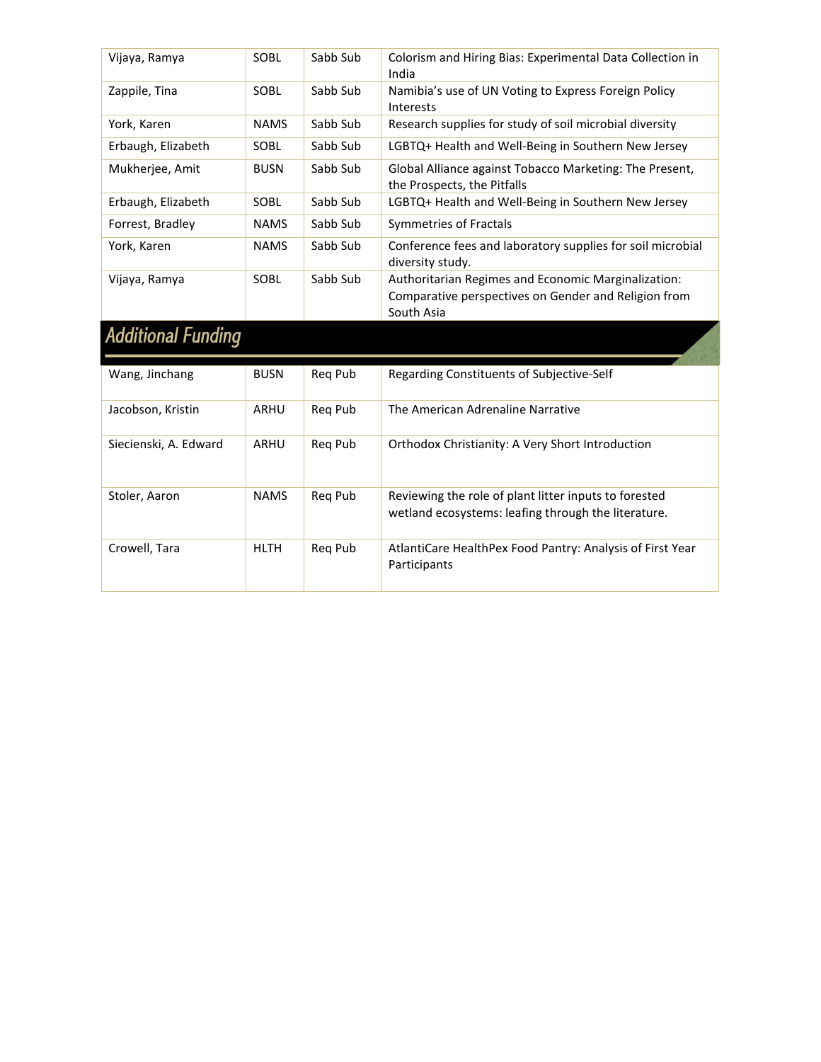| | | | |
|---|---|---|---|
| Vijaya, Ramya | SOBL | Sabb Sub | Colorism and Hiring Bias: Experimental Data Collection in India |
| Zappile, Tina | SOBL | Sabb Sub | Namibia's use of UN Voting to Express Foreign Policy Interests |
| York, Karen | NAMS | Sabb Sub | Research supplies for study of soil microbial diversity |
| Erbaugh, Elizabeth | SOBL | Sabb Sub | LGBTQ+ Health and Well-Being in Southern New Jersey |
| Mukherjee, Amit | BUSN | Sabb Sub | Global Alliance against Tobacco Marketing: The Present, the Prospects, the Pitfalls |
| Erbaugh, Elizabeth | SOBL | Sabb Sub | LGBTQ+ Health and Well-Being in Southern New Jersey |
| Forrest, Bradley | NAMS | Sabb Sub | Symmetries of Fractals |
| York, Karen | NAMS | Sabb Sub | Conference fees and laboratory supplies for soil microbial diversity study. |
| Vijaya, Ramya | SOBL | Sabb Sub | Authoritarian Regimes and Economic Marginalization: Comparative perspectives on Gender and Religion from South Asia |

## Additional Funding

| | | | |
|---|---|---|---|
| Wang, Jinchang | BUSN | Req Pub | Regarding Constituents of Subjective-Self |
| Jacobson, Kristin | ARHU | Req Pub | The American Adrenaline Narrative |
| Siecienski, A. Edward | ARHU | Req Pub | Orthodox Christianity: A Very Short Introduction |
| Stoler, Aaron | NAMS | Req Pub | Reviewing the role of plant litter inputs to forested wetland ecosystems: leafing through the literature. |
| Crowell, Tara | HLTH | Req Pub | AtlantiCare HealthPex Food Pantry: Analysis of First Year Participants |